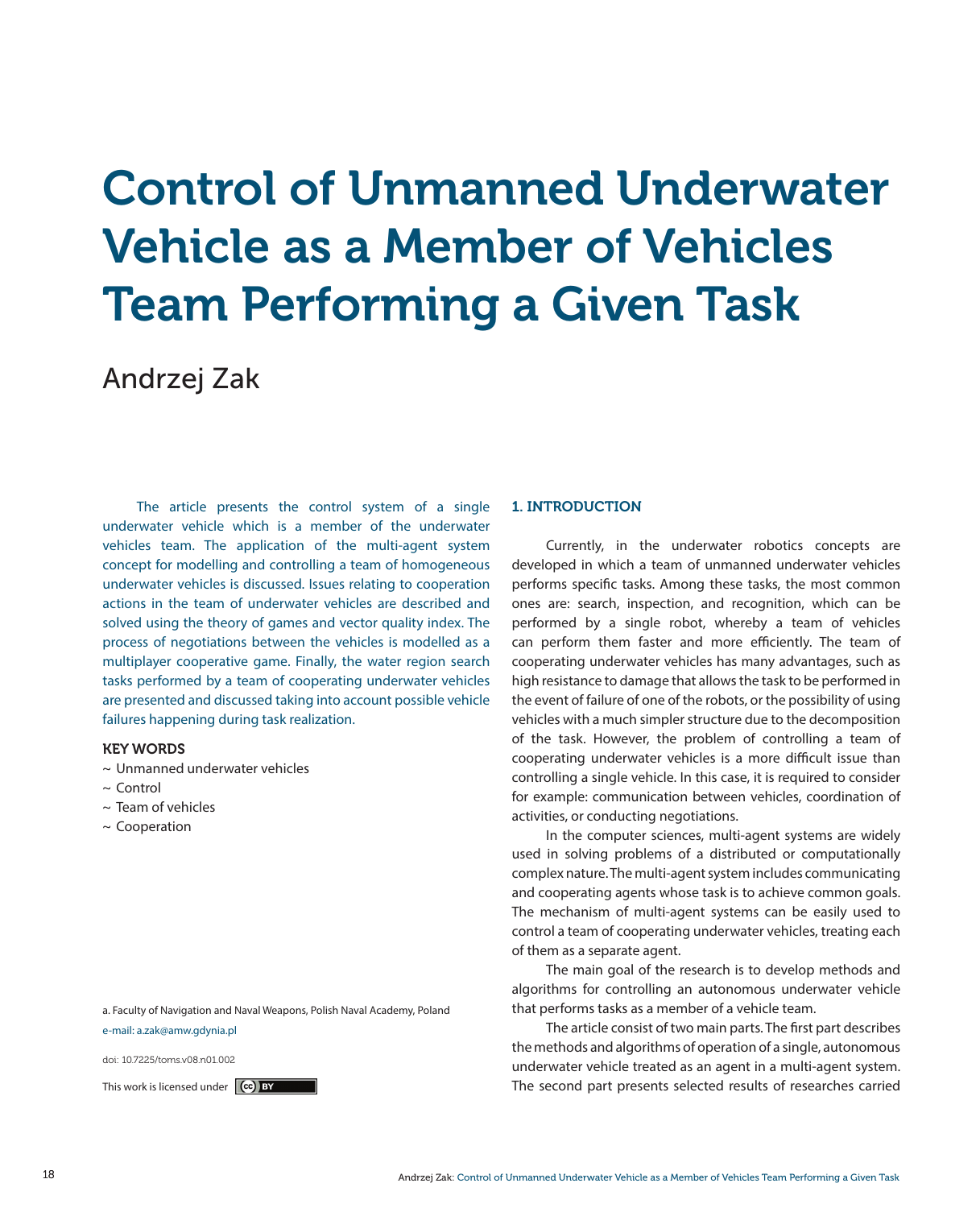# Control of Unmanned Underwater Vehicle as a Member of Vehicles Team Performing a Given Task

Andrzej Zak

The article presents the control system of a single underwater vehicle which is a member of the underwater vehicles team. The application of the multi-agent system concept for modelling and controlling a team of homogeneous underwater vehicles is discussed. Issues relating to cooperation actions in the team of underwater vehicles are described and solved using the theory of games and vector quality index. The process of negotiations between the vehicles is modelled as a multiplayer cooperative game. Finally, the water region search tasks performed by a team of cooperating underwater vehicles are presented and discussed taking into account possible vehicle failures happening during task realization.

**KEY WORDS**

~ Unmanned underwater vehicles
~ Control
~ Team of vehicles
~ Cooperation

a. Faculty of Navigation and Naval Weapons, Polish Naval Academy, Poland
e-mail: a.zak@amw.gdynia.pl

doi: 10.7225/toms.v08.n01.002

This work is licensed under CC BY

## 1. INTRODUCTION

Currently, in the underwater robotics concepts are developed in which a team of unmanned underwater vehicles performs specific tasks. Among these tasks, the most common ones are: search, inspection, and recognition, which can be performed by a single robot, whereby a team of vehicles can perform them faster and more efficiently. The team of cooperating underwater vehicles has many advantages, such as high resistance to damage that allows the task to be performed in the event of failure of one of the robots, or the possibility of using vehicles with a much simpler structure due to the decomposition of the task. However, the problem of controlling a team of cooperating underwater vehicles is a more difficult issue than controlling a single vehicle. In this case, it is required to consider for example: communication between vehicles, coordination of activities, or conducting negotiations.

In the computer sciences, multi-agent systems are widely used in solving problems of a distributed or computationally complex nature. The multi-agent system includes communicating and cooperating agents whose task is to achieve common goals. The mechanism of multi-agent systems can be easily used to control a team of cooperating underwater vehicles, treating each of them as a separate agent.

The main goal of the research is to develop methods and algorithms for controlling an autonomous underwater vehicle that performs tasks as a member of a vehicle team.

The article consist of two main parts. The first part describes the methods and algorithms of operation of a single, autonomous underwater vehicle treated as an agent in a multi-agent system. The second part presents selected results of researches carried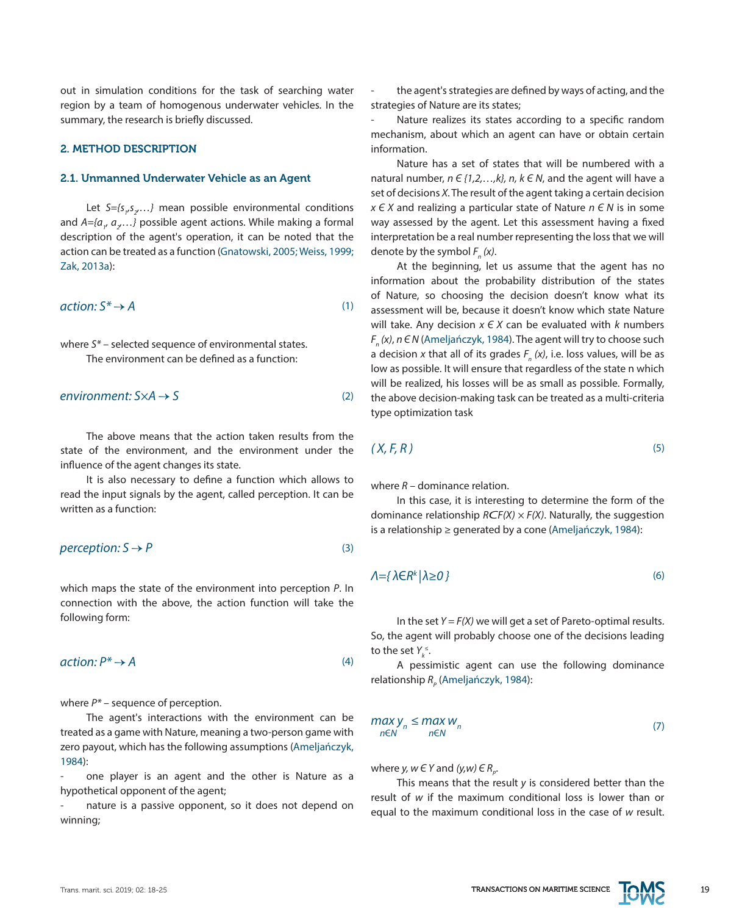out in simulation conditions for the task of searching water region by a team of homogenous underwater vehicles. In the summary, the research is briefly discussed.

## 2. METHOD DESCRIPTION

### 2.1. Unmanned Underwater Vehicle as an Agent

Let $S=\{s_1,s_2,\ldots\}$ mean possible environmental conditions and $A=\{a_1, a_2,\ldots\}$ possible agent actions. While making a formal description of the agent's operation, it can be noted that the action can be treated as a function (Gnatowski, 2005; Weiss, 1999; Zak, 2013a):

$$action: S^* \rightarrow A \tag{1}$$

where $S^*$ – selected sequence of environmental states.

The environment can be defined as a function:

$$environment: S \times A \rightarrow S \tag{2}$$

The above means that the action taken results from the state of the environment, and the environment under the influence of the agent changes its state.

It is also necessary to define a function which allows to read the input signals by the agent, called perception. It can be written as a function:

$$perception: S \rightarrow P \tag{3}$$

which maps the state of the environment into perception $P$. In connection with the above, the action function will take the following form:

$$action: P^* \rightarrow A \tag{4}$$

where $P^*$ – sequence of perception.

The agent's interactions with the environment can be treated as a game with Nature, meaning a two-person game with zero payout, which has the following assumptions (Ameljańczyk, 1984):

- one player is an agent and the other is Nature as a hypothetical opponent of the agent;
- nature is a passive opponent, so it does not depend on winning;
- the agent's strategies are defined by ways of acting, and the strategies of Nature are its states;
- Nature realizes its states according to a specific random mechanism, about which an agent can have or obtain certain information.

Nature has a set of states that will be numbered with a natural number, $n \in \{1,2,\ldots,k\}$, $n, k \in N$, and the agent will have a set of decisions $X$. The result of the agent taking a certain decision $x \in X$ and realizing a particular state of Nature $n \in N$ is in some way assessed by the agent. Let this assessment having a fixed interpretation be a real number representing the loss that we will denote by the symbol $F_n(x)$.

At the beginning, let us assume that the agent has no information about the probability distribution of the states of Nature, so choosing the decision doesn't know what its assessment will be, because it doesn't know which state Nature will take. Any decision $x \in X$ can be evaluated with $k$ numbers $F_n(x)$, $n \in N$ (Ameljańczyk, 1984). The agent will try to choose such a decision $x$ that all of its grades $F_n(x)$, i.e. loss values, will be as low as possible. It will ensure that regardless of the state n which will be realized, his losses will be as small as possible. Formally, the above decision-making task can be treated as a multi-criteria type optimization task

$$(X, F, R) \tag{5}$$

where $R$ – dominance relation.

In this case, it is interesting to determine the form of the dominance relationship $R \subset F(X) \times F(X)$. Naturally, the suggestion is a relationship ≥ generated by a cone (Ameljańczyk, 1984):

$$\Lambda=\{\lambda \in R^k \,|\, \lambda \geq 0\} \tag{6}$$

In the set $Y = F(X)$ we will get a set of Pareto-optimal results. So, the agent will probably choose one of the decisions leading to the set $Y_k^{\leq}$.

A pessimistic agent can use the following dominance relationship $R_p$ (Ameljańczyk, 1984):

$$\max_{n \in N} y_n \leq \max_{n \in N} w_n \tag{7}$$

where $y, w \in Y$ and $(y,w) \in R_p$.

This means that the result $y$ is considered better than the result of $w$ if the maximum conditional loss is lower than or equal to the maximum conditional loss in the case of $w$ result.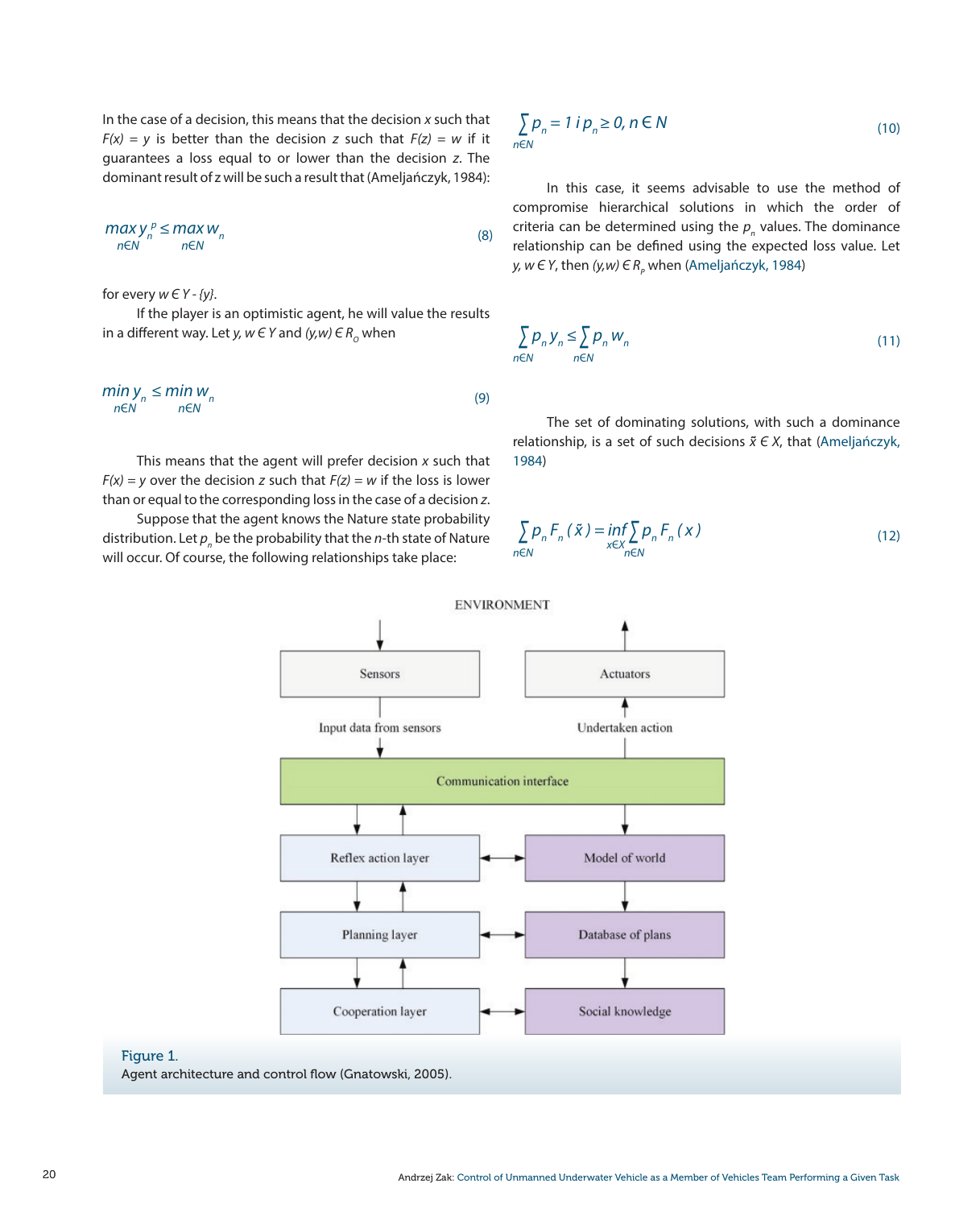In the case of a decision, this means that the decision $x$ such that $F(x) = y$ is better than the decision $z$ such that $F(z) = w$ if it guarantees a loss equal to or lower than the decision $z$. The dominant result of z will be such a result that (Ameljańczyk, 1984):

$$\max_{n \in N} y_n^p \leq \max_{n \in N} w_n \tag{8}$$

for every $w \in Y - \{y\}$.

If the player is an optimistic agent, he will value the results in a different way. Let $y, w \in Y$ and $(y,w) \in R_O$ when

$$\min_{n \in N} y_n \leq \min_{n \in N} w_n \tag{9}$$

This means that the agent will prefer decision $x$ such that $F(x) = y$ over the decision $z$ such that $F(z) = w$ if the loss is lower than or equal to the corresponding loss in the case of a decision $z$.

Suppose that the agent knows the Nature state probability distribution. Let $p_n$ be the probability that the $n$-th state of Nature will occur. Of course, the following relationships take place:

$$\sum_{n \in N} p_n = 1 \text{ i } p_n \geq 0, n \in N \tag{10}$$

In this case, it seems advisable to use the method of compromise hierarchical solutions in which the order of criteria can be determined using the $p_n$ values. The dominance relationship can be defined using the expected loss value. Let $y, w \in Y$, then $(y,w) \in R_p$ when (Ameljańczyk, 1984)

$$\sum_{n \in N} p_n y_n \leq \sum_{n \in N} p_n w_n \tag{11}$$

The set of dominating solutions, with such a dominance relationship, is a set of such decisions $\tilde{x} \in X$, that (Ameljańczyk, 1984)

$$\sum_{n \in N} p_n F_n(\tilde{x}) = \inf_{x \in X} \sum_{n \in N} p_n F_n(x) \tag{12}$$

ENVIRONMENT

| | |
|---|---|
| Sensors | Actuators |
| Input data from sensors | Undertaken action |
| Communication interface | |
| Reflex action layer | Model of world |
| Planning layer | Database of plans |
| Cooperation layer | Social knowledge |

Figure 1.
Agent architecture and control flow (Gnatowski, 2005).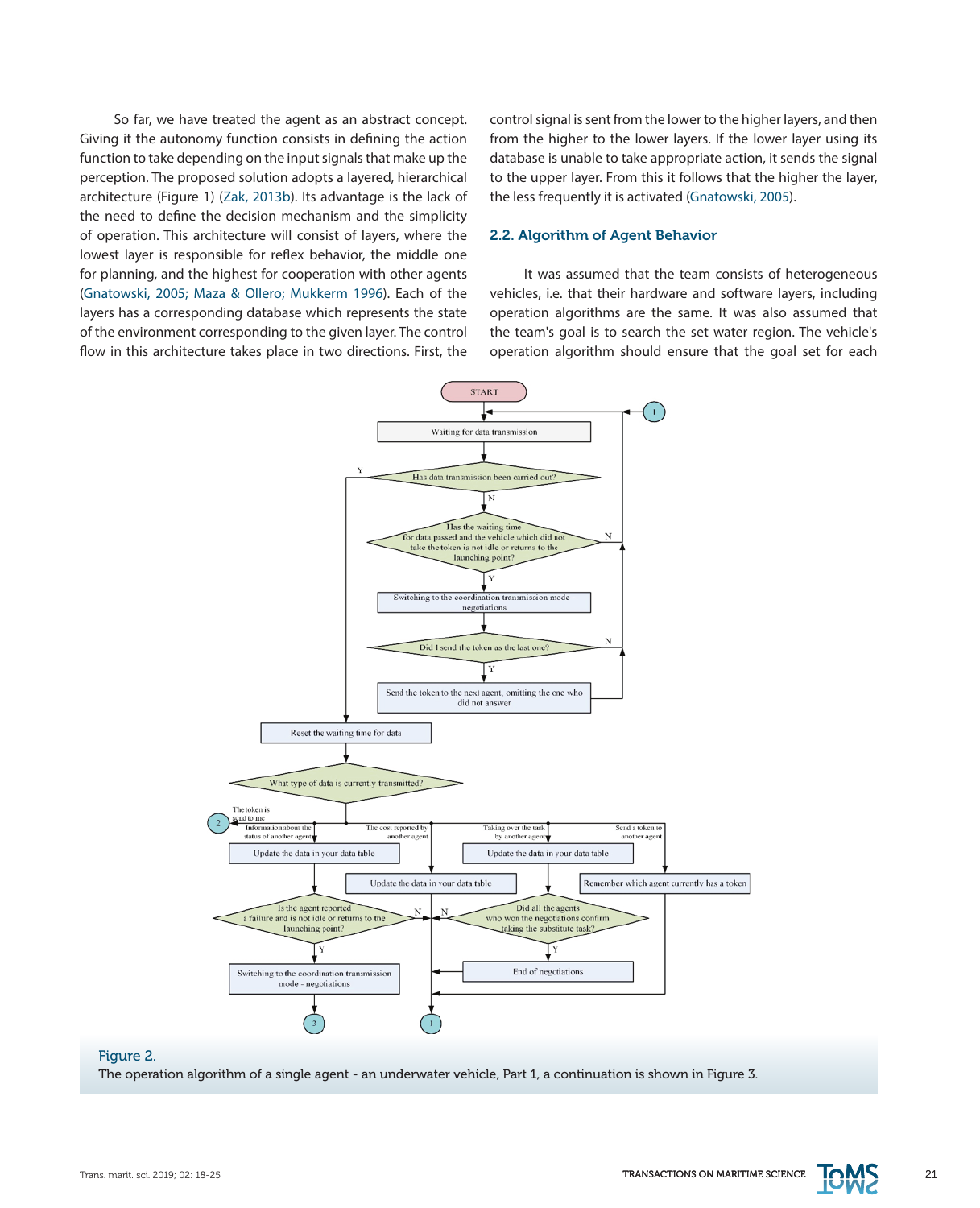So far, we have treated the agent as an abstract concept. Giving it the autonomy function consists in defining the action function to take depending on the input signals that make up the perception. The proposed solution adopts a layered, hierarchical architecture (Figure 1) (Zak, 2013b). Its advantage is the lack of the need to define the decision mechanism and the simplicity of operation. This architecture will consist of layers, where the lowest layer is responsible for reflex behavior, the middle one for planning, and the highest for cooperation with other agents (Gnatowski, 2005; Maza & Ollero; Mukkerm 1996). Each of the layers has a corresponding database which represents the state of the environment corresponding to the given layer. The control flow in this architecture takes place in two directions. First, the control signal is sent from the lower to the higher layers, and then from the higher to the lower layers. If the lower layer using its database is unable to take appropriate action, it sends the signal to the upper layer. From this it follows that the higher the layer, the less frequently it is activated (Gnatowski, 2005).

## 2.2. Algorithm of Agent Behavior

It was assumed that the team consists of heterogeneous vehicles, i.e. that their hardware and software layers, including operation algorithms are the same. It was also assumed that the team's goal is to search the set water region. The vehicle's operation algorithm should ensure that the goal set for each

Figure 2.
The operation algorithm of a single agent - an underwater vehicle, Part 1, a continuation is shown in Figure 3.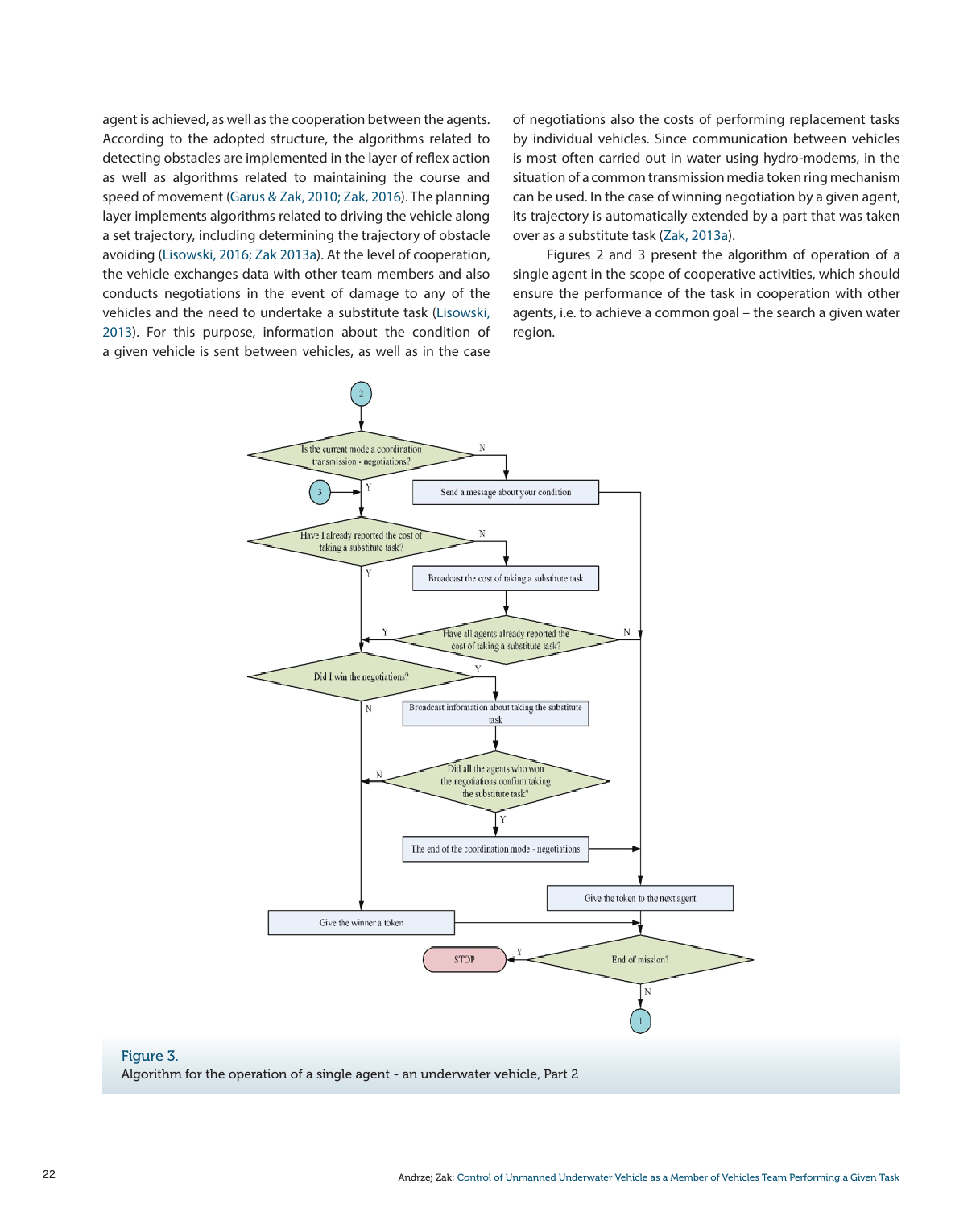agent is achieved, as well as the cooperation between the agents. According to the adopted structure, the algorithms related to detecting obstacles are implemented in the layer of reflex action as well as algorithms related to maintaining the course and speed of movement (Garus & Zak, 2010; Zak, 2016). The planning layer implements algorithms related to driving the vehicle along a set trajectory, including determining the trajectory of obstacle avoiding (Lisowski, 2016; Zak 2013a). At the level of cooperation, the vehicle exchanges data with other team members and also conducts negotiations in the event of damage to any of the vehicles and the need to undertake a substitute task (Lisowski, 2013). For this purpose, information about the condition of a given vehicle is sent between vehicles, as well as in the case of negotiations also the costs of performing replacement tasks by individual vehicles. Since communication between vehicles is most often carried out in water using hydro-modems, in the situation of a common transmission media token ring mechanism can be used. In the case of winning negotiation by a given agent, its trajectory is automatically extended by a part that was taken over as a substitute task (Zak, 2013a).

Figures 2 and 3 present the algorithm of operation of a single agent in the scope of cooperative activities, which should ensure the performance of the task in cooperation with other agents, i.e. to achieve a common goal – the search a given water region.

Figure 3.
Algorithm for the operation of a single agent - an underwater vehicle, Part 2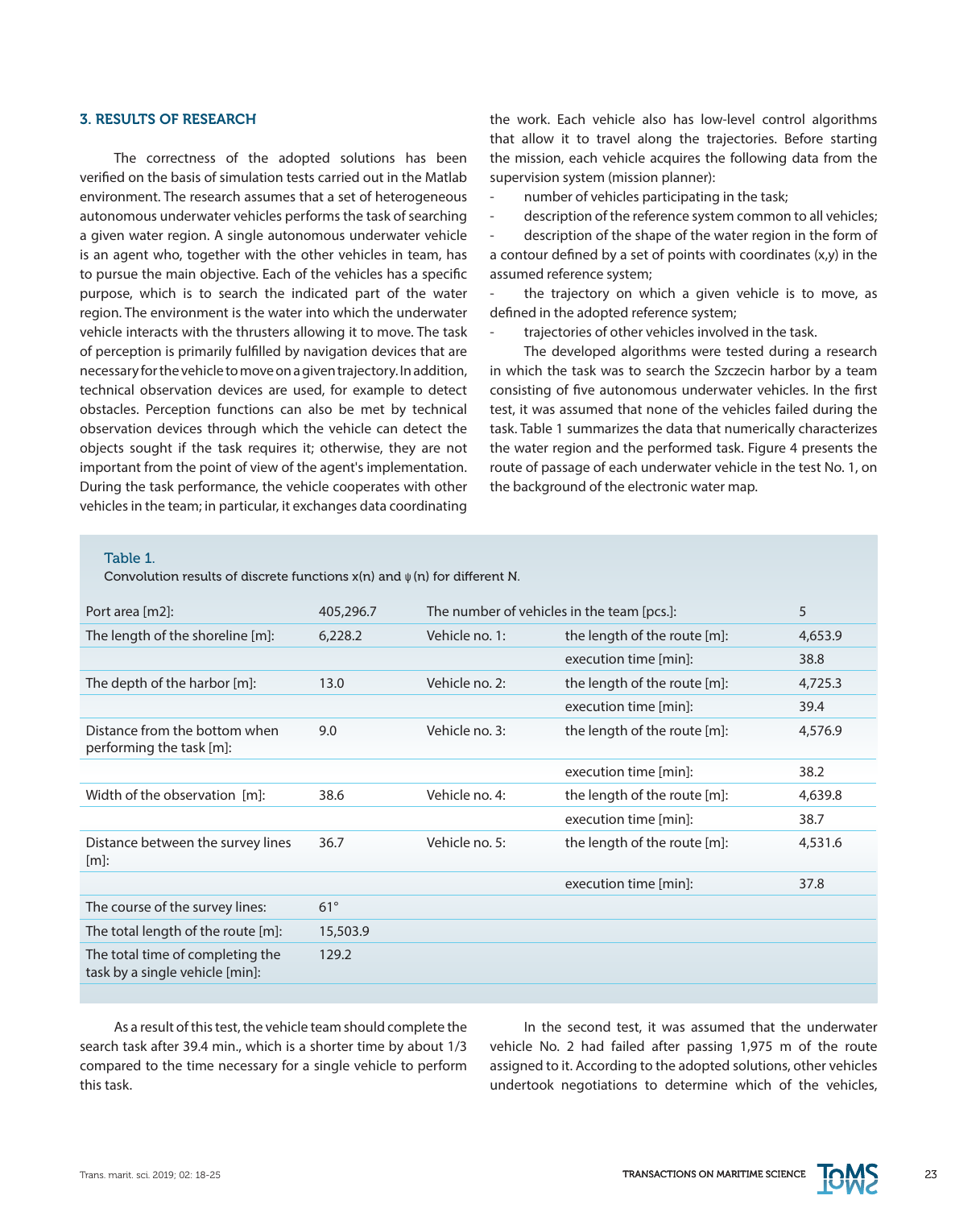## 3. RESULTS OF RESEARCH

The correctness of the adopted solutions has been verified on the basis of simulation tests carried out in the Matlab environment. The research assumes that a set of heterogeneous autonomous underwater vehicles performs the task of searching a given water region. A single autonomous underwater vehicle is an agent who, together with the other vehicles in team, has to pursue the main objective. Each of the vehicles has a specific purpose, which is to search the indicated part of the water region. The environment is the water into which the underwater vehicle interacts with the thrusters allowing it to move. The task of perception is primarily fulfilled by navigation devices that are necessary for the vehicle to move on a given trajectory. In addition, technical observation devices are used, for example to detect obstacles. Perception functions can also be met by technical observation devices through which the vehicle can detect the objects sought if the task requires it; otherwise, they are not important from the point of view of the agent's implementation. During the task performance, the vehicle cooperates with other vehicles in the team; in particular, it exchanges data coordinating the work. Each vehicle also has low-level control algorithms that allow it to travel along the trajectories. Before starting the mission, each vehicle acquires the following data from the supervision system (mission planner):

- number of vehicles participating in the task;
- description of the reference system common to all vehicles;
- description of the shape of the water region in the form of a contour defined by a set of points with coordinates (x,y) in the assumed reference system;
- the trajectory on which a given vehicle is to move, as defined in the adopted reference system;
- trajectories of other vehicles involved in the task.

The developed algorithms were tested during a research in which the task was to search the Szczecin harbor by a team consisting of five autonomous underwater vehicles. In the first test, it was assumed that none of the vehicles failed during the task. Table 1 summarizes the data that numerically characterizes the water region and the performed task. Figure 4 presents the route of passage of each underwater vehicle in the test No. 1, on the background of the electronic water map.

Table 1.
Convolution results of discrete functions $x(n)$ and $\psi(n)$ for different N.

| Port area [m2]: | 405,296.7 | The number of vehicles in the team [pcs.]: | | 5 |
|---|---|---|---|---|
| The length of the shoreline [m]: | 6,228.2 | Vehicle no. 1: | the length of the route [m]: | 4,653.9 |
| | | | execution time [min]: | 38.8 |
| The depth of the harbor [m]: | 13.0 | Vehicle no. 2: | the length of the route [m]: | 4,725.3 |
| | | | execution time [min]: | 39.4 |
| Distance from the bottom when performing the task [m]: | 9.0 | Vehicle no. 3: | the length of the route [m]: | 4,576.9 |
| | | | execution time [min]: | 38.2 |
| Width of the observation [m]: | 38.6 | Vehicle no. 4: | the length of the route [m]: | 4,639.8 |
| | | | execution time [min]: | 38.7 |
| Distance between the survey lines [m]: | 36.7 | Vehicle no. 5: | the length of the route [m]: | 4,531.6 |
| | | | execution time [min]: | 37.8 |
| The course of the survey lines: | 61° | | | |
| The total length of the route [m]: | 15,503.9 | | | |
| The total time of completing the task by a single vehicle [min]: | 129.2 | | | |

As a result of this test, the vehicle team should complete the search task after 39.4 min., which is a shorter time by about 1/3 compared to the time necessary for a single vehicle to perform this task.

In the second test, it was assumed that the underwater vehicle No. 2 had failed after passing 1,975 m of the route assigned to it. According to the adopted solutions, other vehicles undertook negotiations to determine which of the vehicles,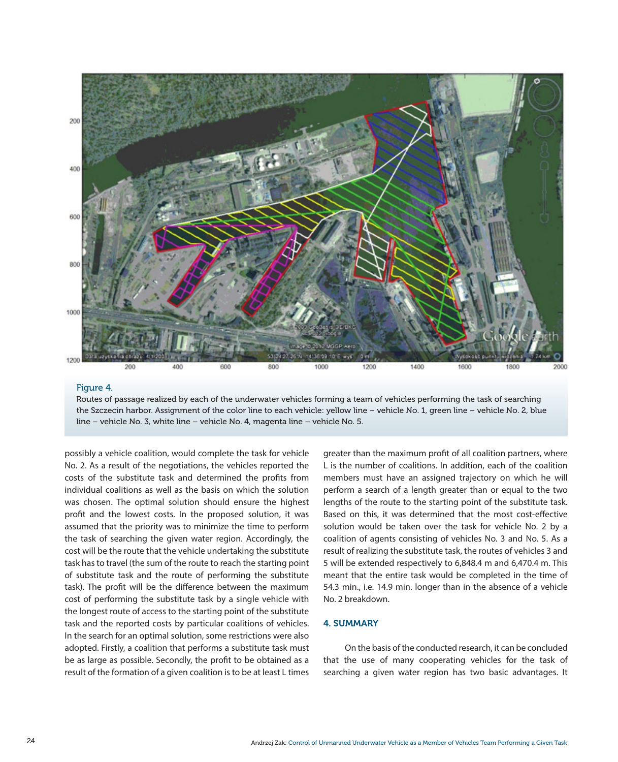Figure 4.

Routes of passage realized by each of the underwater vehicles forming a team of vehicles performing the task of searching the Szczecin harbor. Assignment of the color line to each vehicle: yellow line – vehicle No. 1, green line – vehicle No. 2, blue line – vehicle No. 3, white line – vehicle No. 4, magenta line – vehicle No. 5.

possibly a vehicle coalition, would complete the task for vehicle No. 2. As a result of the negotiations, the vehicles reported the costs of the substitute task and determined the profits from individual coalitions as well as the basis on which the solution was chosen. The optimal solution should ensure the highest profit and the lowest costs. In the proposed solution, it was assumed that the priority was to minimize the time to perform the task of searching the given water region. Accordingly, the cost will be the route that the vehicle undertaking the substitute task has to travel (the sum of the route to reach the starting point of substitute task and the route of performing the substitute task). The profit will be the difference between the maximum cost of performing the substitute task by a single vehicle with the longest route of access to the starting point of the substitute task and the reported costs by particular coalitions of vehicles. In the search for an optimal solution, some restrictions were also adopted. Firstly, a coalition that performs a substitute task must be as large as possible. Secondly, the profit to be obtained as a result of the formation of a given coalition is to be at least L times greater than the maximum profit of all coalition partners, where L is the number of coalitions. In addition, each of the coalition members must have an assigned trajectory on which he will perform a search of a length greater than or equal to the two lengths of the route to the starting point of the substitute task. Based on this, it was determined that the most cost-effective solution would be taken over the task for vehicle No. 2 by a coalition of agents consisting of vehicles No. 3 and No. 5. As a result of realizing the substitute task, the routes of vehicles 3 and 5 will be extended respectively to 6,848.4 m and 6,470.4 m. This meant that the entire task would be completed in the time of 54.3 min., i.e. 14.9 min. longer than in the absence of a vehicle No. 2 breakdown.

## 4. SUMMARY

On the basis of the conducted research, it can be concluded that the use of many cooperating vehicles for the task of searching a given water region has two basic advantages. It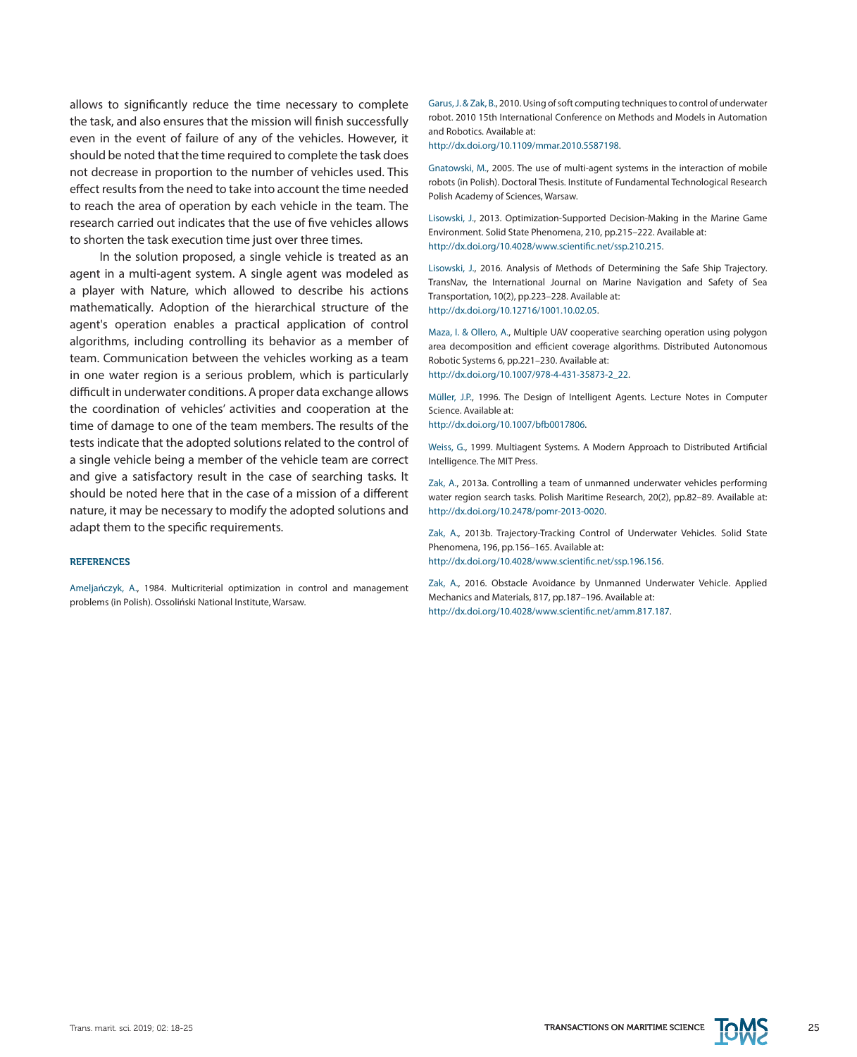allows to significantly reduce the time necessary to complete the task, and also ensures that the mission will finish successfully even in the event of failure of any of the vehicles. However, it should be noted that the time required to complete the task does not decrease in proportion to the number of vehicles used. This effect results from the need to take into account the time needed to reach the area of operation by each vehicle in the team. The research carried out indicates that the use of five vehicles allows to shorten the task execution time just over three times.

In the solution proposed, a single vehicle is treated as an agent in a multi-agent system. A single agent was modeled as a player with Nature, which allowed to describe his actions mathematically. Adoption of the hierarchical structure of the agent's operation enables a practical application of control algorithms, including controlling its behavior as a member of team. Communication between the vehicles working as a team in one water region is a serious problem, which is particularly difficult in underwater conditions. A proper data exchange allows the coordination of vehicles' activities and cooperation at the time of damage to one of the team members. The results of the tests indicate that the adopted solutions related to the control of a single vehicle being a member of the vehicle team are correct and give a satisfactory result in the case of searching tasks. It should be noted here that in the case of a mission of a different nature, it may be necessary to modify the adopted solutions and adapt them to the specific requirements.

## REFERENCES

Ameljańczyk, A., 1984. Multicriterial optimization in control and management problems (in Polish). Ossoliński National Institute, Warsaw.

Garus, J. & Zak, B., 2010. Using of soft computing techniques to control of underwater robot. 2010 15th International Conference on Methods and Models in Automation and Robotics. Available at: http://dx.doi.org/10.1109/mmar.2010.5587198.

Gnatowski, M., 2005. The use of multi-agent systems in the interaction of mobile robots (in Polish). Doctoral Thesis. Institute of Fundamental Technological Research Polish Academy of Sciences, Warsaw.

Lisowski, J., 2013. Optimization-Supported Decision-Making in the Marine Game Environment. Solid State Phenomena, 210, pp.215–222. Available at: http://dx.doi.org/10.4028/www.scientific.net/ssp.210.215.

Lisowski, J., 2016. Analysis of Methods of Determining the Safe Ship Trajectory. TransNav, the International Journal on Marine Navigation and Safety of Sea Transportation, 10(2), pp.223–228. Available at: http://dx.doi.org/10.12716/1001.10.02.05.

Maza, I. & Ollero, A., Multiple UAV cooperative searching operation using polygon area decomposition and efficient coverage algorithms. Distributed Autonomous Robotic Systems 6, pp.221–230. Available at: http://dx.doi.org/10.1007/978-4-431-35873-2_22.

Müller, J.P., 1996. The Design of Intelligent Agents. Lecture Notes in Computer Science. Available at: http://dx.doi.org/10.1007/bfb0017806.

Weiss, G., 1999. Multiagent Systems. A Modern Approach to Distributed Artificial Intelligence. The MIT Press.

Zak, A., 2013a. Controlling a team of unmanned underwater vehicles performing water region search tasks. Polish Maritime Research, 20(2), pp.82–89. Available at: http://dx.doi.org/10.2478/pomr-2013-0020.

Zak, A., 2013b. Trajectory-Tracking Control of Underwater Vehicles. Solid State Phenomena, 196, pp.156–165. Available at: http://dx.doi.org/10.4028/www.scientific.net/ssp.196.156.

Zak, A., 2016. Obstacle Avoidance by Unmanned Underwater Vehicle. Applied Mechanics and Materials, 817, pp.187–196. Available at: http://dx.doi.org/10.4028/www.scientific.net/amm.817.187.